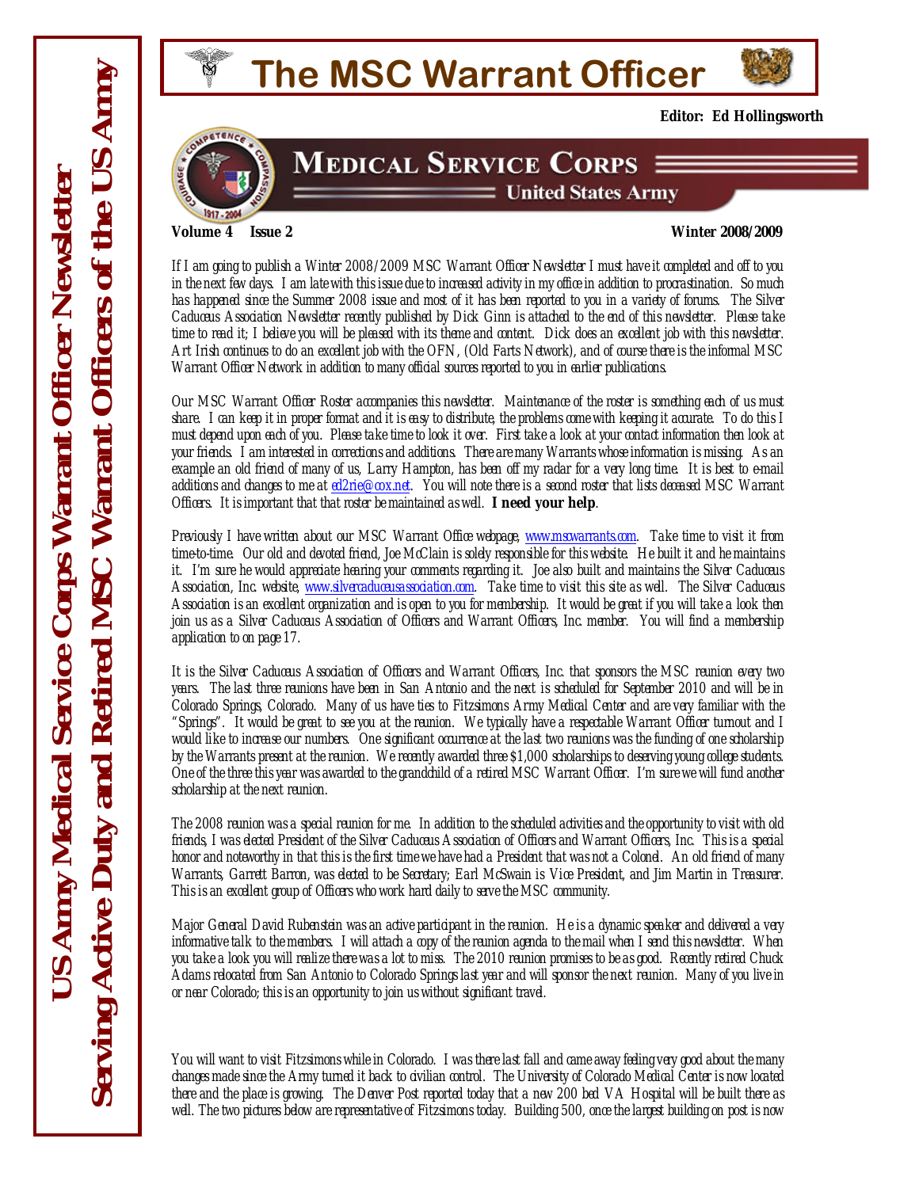# The MSC Warrant Officer

**Editor: Ed Hollingsworth**

**MEDICAL SERVICE CORPS**
**United States Army**

**US Army Medical Service Corps Warrant Officer Newsletter**
**Serving Active Duty and Retired MSC Warrant Officers of the US Army**

**Volume 4 Issue 2** **Winter 2008/2009**

If I am going to publish a Winter 2008/2009 MSC Warrant Officer Newsletter I must have it completed and off to you in the next few days. I am late with this issue due to increased activity in my office in addition to procrastination. So much has happened since the Summer 2008 issue and most of it has been reported to you in a variety of forums. The Silver Caduceus Association Newsletter recently published by Dick Ginn is attached to the end of this newsletter. Please take time to read it; I believe you will be pleased with its theme and content. Dick does an excellent job with this newsletter. Art Irish continues to do an excellent job with the OFN, (Old Farts Network), and of course there is the informal MSC Warrant Officer Network in addition to many official sources reported to you in earlier publications.

Our MSC Warrant Officer Roster accompanies this newsletter. Maintenance of the roster is something each of us must share. I can keep it in proper format and it is easy to distribute, the problems come with keeping it accurate. To do this I must depend upon each of you. Please take time to look it over. First take a look at your contact information then look at your friends. I am interested in corrections and additions. There are many Warrants whose information is missing. As an example an old friend of many of us, Larry Hampton, has been off my radar for a very long time. It is best to e-mail additions and changes to me at ed2rie@cox.net. You will note there is a second roster that lists deceased MSC Warrant Officers. It is important that that roster be maintained as well. **I need your help**.

Previously I have written about our MSC Warrant Office webpage, www.mscwarrants.com. Take time to visit it from time-to-time. Our old and devoted friend, Joe McClain is solely responsible for this website. He built it and he maintains it. I'm sure he would appreciate hearing your comments regarding it. Joe also built and maintains the Silver Caduceus Association, Inc. website, www.silvercaduceusassociation.com. Take time to visit this site as well. The Silver Caduceus Association is an excellent organization and is open to you for membership. It would be great if you will take a look then join us as a Silver Caduceus Association of Officers and Warrant Officers, Inc. member. You will find a membership application to on page 17.

It is the Silver Caduceus Association of Officers and Warrant Officers, Inc. that sponsors the MSC reunion every two years. The last three reunions have been in San Antonio and the next is scheduled for September 2010 and will be in Colorado Springs, Colorado. Many of us have ties to Fitzsimons Army Medical Center and are very familiar with the "Springs". It would be great to see you at the reunion. We typically have a respectable Warrant Officer turnout and I would like to increase our numbers. One significant occurrence at the last two reunions was the funding of one scholarship by the Warrants present at the reunion. We recently awarded three $1,000 scholarships to deserving young college students. One of the three this year was awarded to the grandchild of a retired MSC Warrant Officer. I'm sure we will fund another scholarship at the next reunion.

The 2008 reunion was a special reunion for me. In addition to the scheduled activities and the opportunity to visit with old friends, I was elected President of the Silver Caduceus Association of Officers and Warrant Officers, Inc. This is a special honor and noteworthy in that this is the first time we have had a President that was not a Colonel. An old friend of many Warrants, Garrett Barron, was elected to be Secretary; Earl McSwain is Vice President, and Jim Martin in Treasurer. This is an excellent group of Officers who work hard daily to serve the MSC community.

Major General David Rubenstein was an active participant in the reunion. He is a dynamic speaker and delivered a very informative talk to the members. I will attach a copy of the reunion agenda to the mail when I send this newsletter. When you take a look you will realize there was a lot to miss. The 2010 reunion promises to be as good. Recently retired Chuck Adams relocated from San Antonio to Colorado Springs last year and will sponsor the next reunion. Many of you live in or near Colorado; this is an opportunity to join us without significant travel.

You will want to visit Fitzsimons while in Colorado. I was there last fall and came away feeling very good about the many changes made since the Army turned it back to civilian control. The University of Colorado Medical Center is now located there and the place is growing. The Denver Post reported today that a new 200 bed VA Hospital will be built there as well. The two pictures below are representative of Fitzsimons today. Building 500, once the largest building on post is now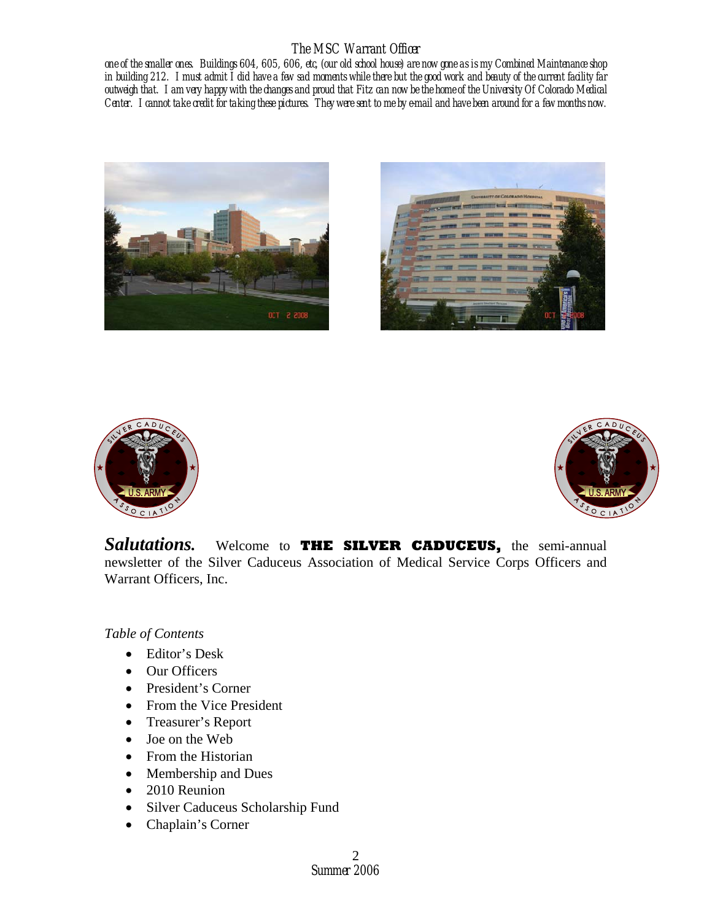one of the smaller ones. Buildings 604, 605, 606, etc, (our old school house) are now gone as is my Combined Maintenance shop in building 212. I must admit I did have a few sad moments while there but the good work and beauty of the current facility far outweigh that. I am very happy with the changes and proud that Fitz can now be the home of the University Of Colorado Medical Center. I cannot take credit for taking these pictures. They were sent to me by e-mail and have been around for a few months now.

***Salutations.*** Welcome to **THE SILVER CADUCEUS,** the semi-annual newsletter of the Silver Caduceus Association of Medical Service Corps Officers and Warrant Officers, Inc.

*Table of Contents*

- Editor's Desk
- Our Officers
- President's Corner
- From the Vice President
- Treasurer's Report
- Joe on the Web
- From the Historian
- Membership and Dues
- 2010 Reunion
- Silver Caduceus Scholarship Fund
- Chaplain's Corner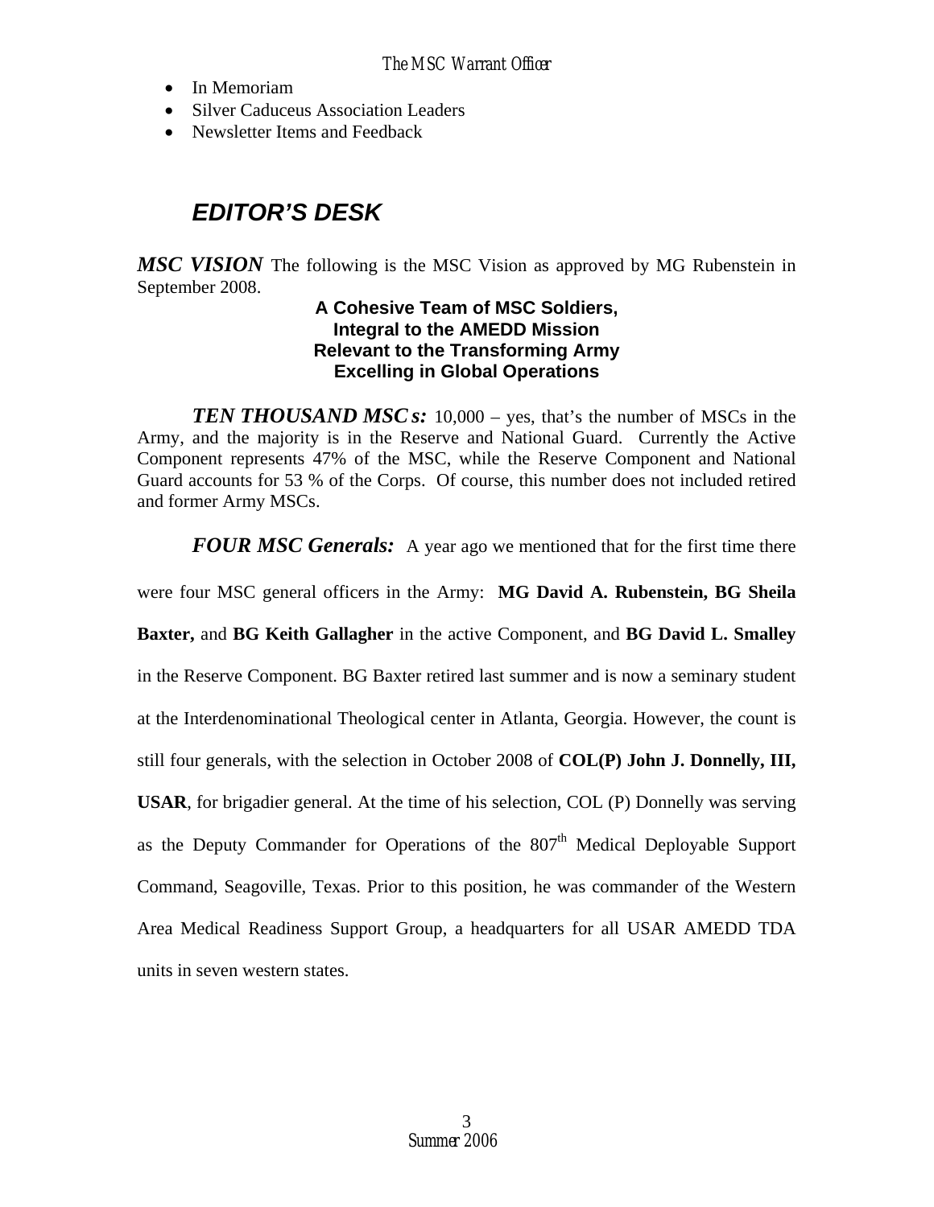- In Memoriam
- Silver Caduceus Association Leaders
- Newsletter Items and Feedback

## *EDITOR'S DESK*

***MSC VISION*** The following is the MSC Vision as approved by MG Rubenstein in September 2008.

**A Cohesive Team of MSC Soldiers,**
**Integral to the AMEDD Mission**
**Relevant to the Transforming Army**
**Excelling in Global Operations**

***TEN THOUSAND MSCs:*** 10,000 – yes, that's the number of MSCs in the Army, and the majority is in the Reserve and National Guard. Currently the Active Component represents 47% of the MSC, while the Reserve Component and National Guard accounts for 53 % of the Corps. Of course, this number does not included retired and former Army MSCs.

***FOUR MSC Generals:*** A year ago we mentioned that for the first time there were four MSC general officers in the Army: **MG David A. Rubenstein, BG Sheila Baxter,** and **BG Keith Gallagher** in the active Component, and **BG David L. Smalley** in the Reserve Component. BG Baxter retired last summer and is now a seminary student at the Interdenominational Theological center in Atlanta, Georgia. However, the count is still four generals, with the selection in October 2008 of **COL(P) John J. Donnelly, III, USAR**, for brigadier general. At the time of his selection, COL (P) Donnelly was serving as the Deputy Commander for Operations of the 807th Medical Deployable Support Command, Seagoville, Texas. Prior to this position, he was commander of the Western Area Medical Readiness Support Group, a headquarters for all USAR AMEDD TDA units in seven western states.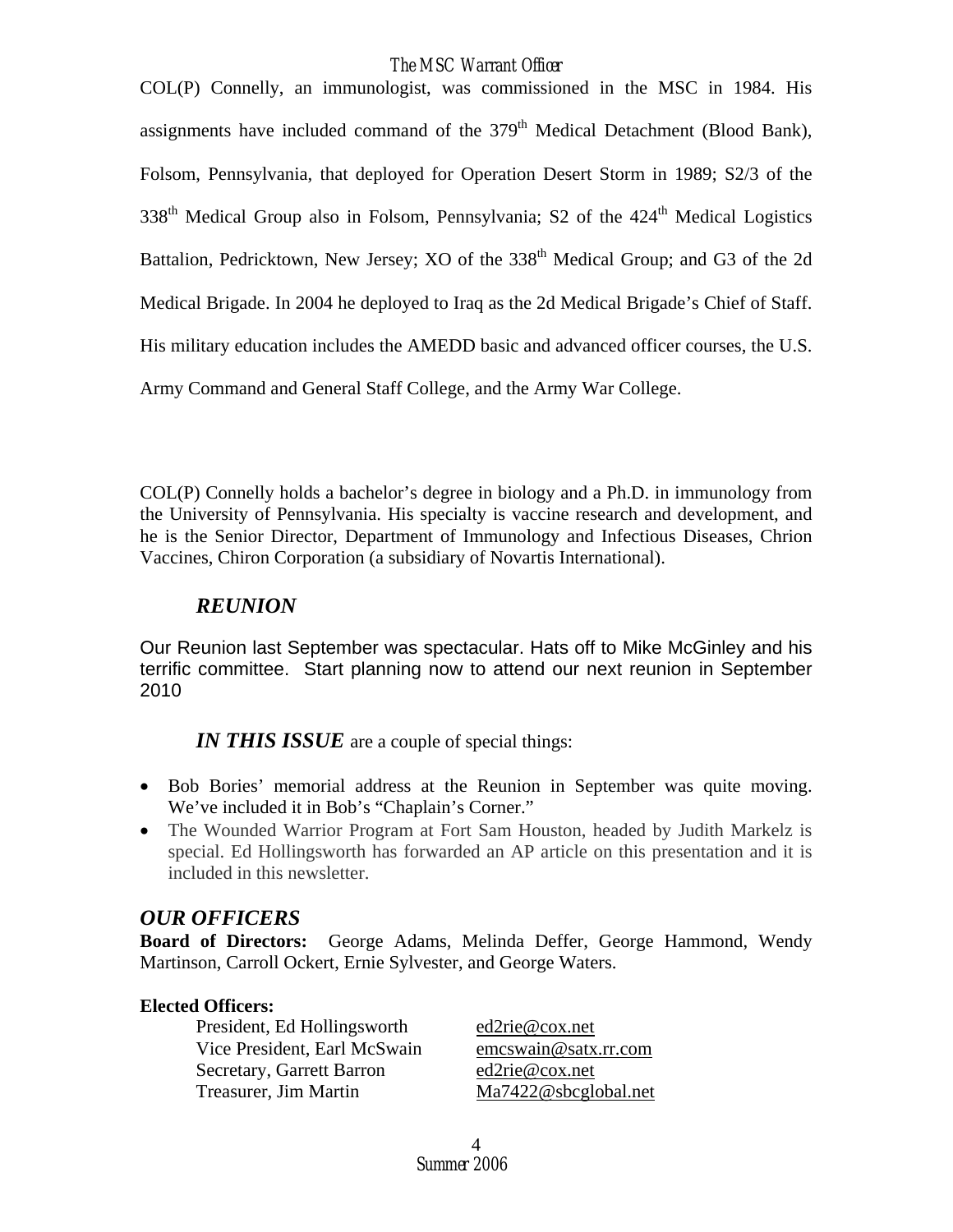COL(P) Connelly, an immunologist, was commissioned in the MSC in 1984. His assignments have included command of the 379th Medical Detachment (Blood Bank), Folsom, Pennsylvania, that deployed for Operation Desert Storm in 1989; S2/3 of the 338th Medical Group also in Folsom, Pennsylvania; S2 of the 424th Medical Logistics Battalion, Pedricktown, New Jersey; XO of the 338th Medical Group; and G3 of the 2d Medical Brigade. In 2004 he deployed to Iraq as the 2d Medical Brigade's Chief of Staff. His military education includes the AMEDD basic and advanced officer courses, the U.S. Army Command and General Staff College, and the Army War College.

COL(P) Connelly holds a bachelor's degree in biology and a Ph.D. in immunology from the University of Pennsylvania. His specialty is vaccine research and development, and he is the Senior Director, Department of Immunology and Infectious Diseases, Chrion Vaccines, Chiron Corporation (a subsidiary of Novartis International).

## *REUNION*

Our Reunion last September was spectacular. Hats off to Mike McGinley and his terrific committee. Start planning now to attend our next reunion in September 2010

***IN THIS ISSUE*** are a couple of special things:

- Bob Bories' memorial address at the Reunion in September was quite moving. We've included it in Bob's "Chaplain's Corner."
- The Wounded Warrior Program at Fort Sam Houston, headed by Judith Markelz is special. Ed Hollingsworth has forwarded an AP article on this presentation and it is included in this newsletter.

## *OUR OFFICERS*

**Board of Directors:** George Adams, Melinda Deffer, George Hammond, Wendy Martinson, Carroll Ockert, Ernie Sylvester, and George Waters.

**Elected Officers:**

| | |
|---|---|
| President, Ed Hollingsworth | ed2rie@cox.net |
| Vice President, Earl McSwain | emcswain@satx.rr.com |
| Secretary, Garrett Barron | ed2rie@cox.net |
| Treasurer, Jim Martin | Ma7422@sbcglobal.net |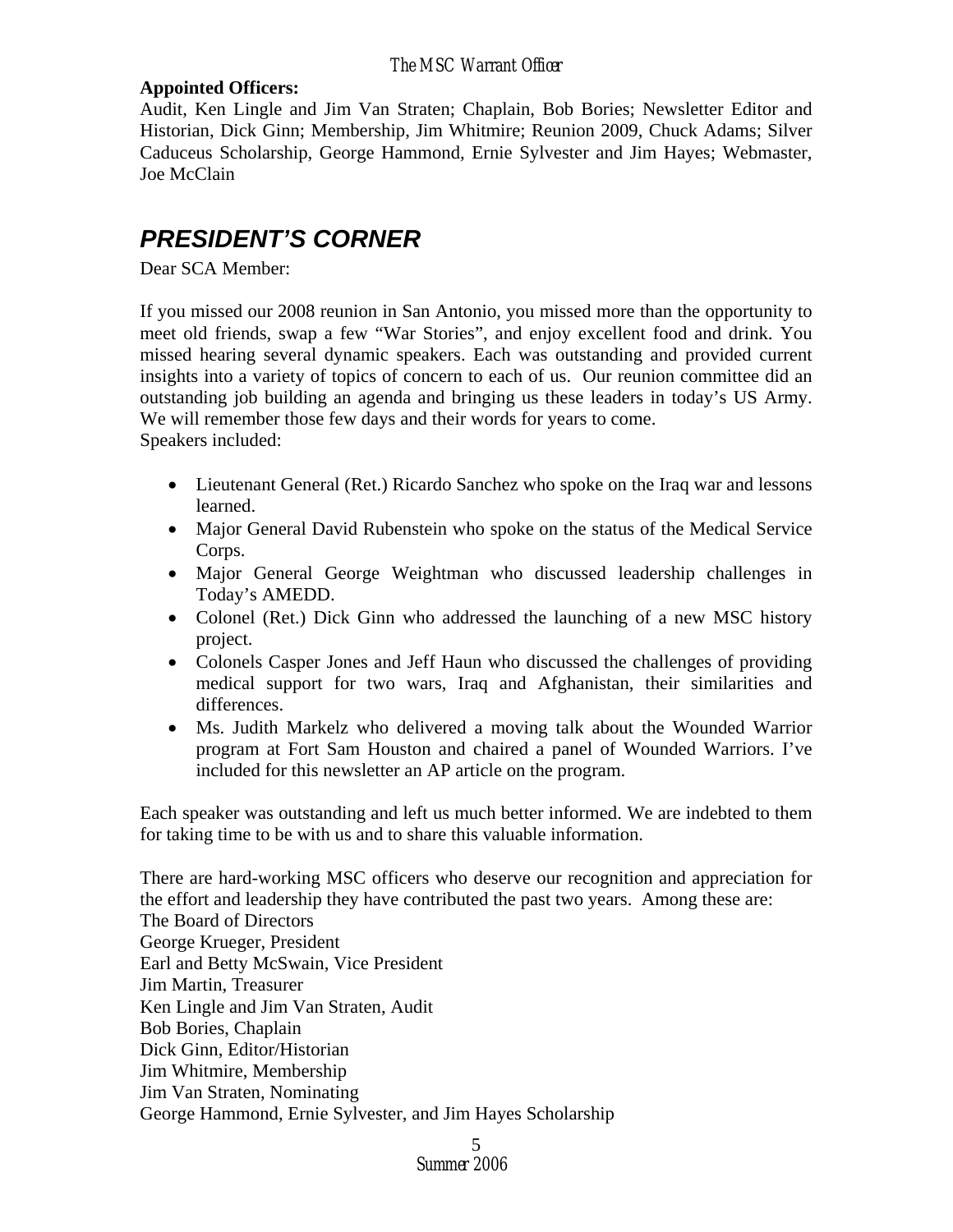**Appointed Officers:**
Audit, Ken Lingle and Jim Van Straten; Chaplain, Bob Bories; Newsletter Editor and Historian, Dick Ginn; Membership, Jim Whitmire; Reunion 2009, Chuck Adams; Silver Caduceus Scholarship, George Hammond, Ernie Sylvester and Jim Hayes; Webmaster, Joe McClain

## *PRESIDENT'S CORNER*

Dear SCA Member:

If you missed our 2008 reunion in San Antonio, you missed more than the opportunity to meet old friends, swap a few "War Stories", and enjoy excellent food and drink. You missed hearing several dynamic speakers. Each was outstanding and provided current insights into a variety of topics of concern to each of us. Our reunion committee did an outstanding job building an agenda and bringing us these leaders in today's US Army. We will remember those few days and their words for years to come.
Speakers included:

- Lieutenant General (Ret.) Ricardo Sanchez who spoke on the Iraq war and lessons learned.
- Major General David Rubenstein who spoke on the status of the Medical Service Corps.
- Major General George Weightman who discussed leadership challenges in Today's AMEDD.
- Colonel (Ret.) Dick Ginn who addressed the launching of a new MSC history project.
- Colonels Casper Jones and Jeff Haun who discussed the challenges of providing medical support for two wars, Iraq and Afghanistan, their similarities and differences.
- Ms. Judith Markelz who delivered a moving talk about the Wounded Warrior program at Fort Sam Houston and chaired a panel of Wounded Warriors. I've included for this newsletter an AP article on the program.

Each speaker was outstanding and left us much better informed. We are indebted to them for taking time to be with us and to share this valuable information.

There are hard-working MSC officers who deserve our recognition and appreciation for the effort and leadership they have contributed the past two years. Among these are:
The Board of Directors
George Krueger, President
Earl and Betty McSwain, Vice President
Jim Martin, Treasurer
Ken Lingle and Jim Van Straten, Audit
Bob Bories, Chaplain
Dick Ginn, Editor/Historian
Jim Whitmire, Membership
Jim Van Straten, Nominating
George Hammond, Ernie Sylvester, and Jim Hayes Scholarship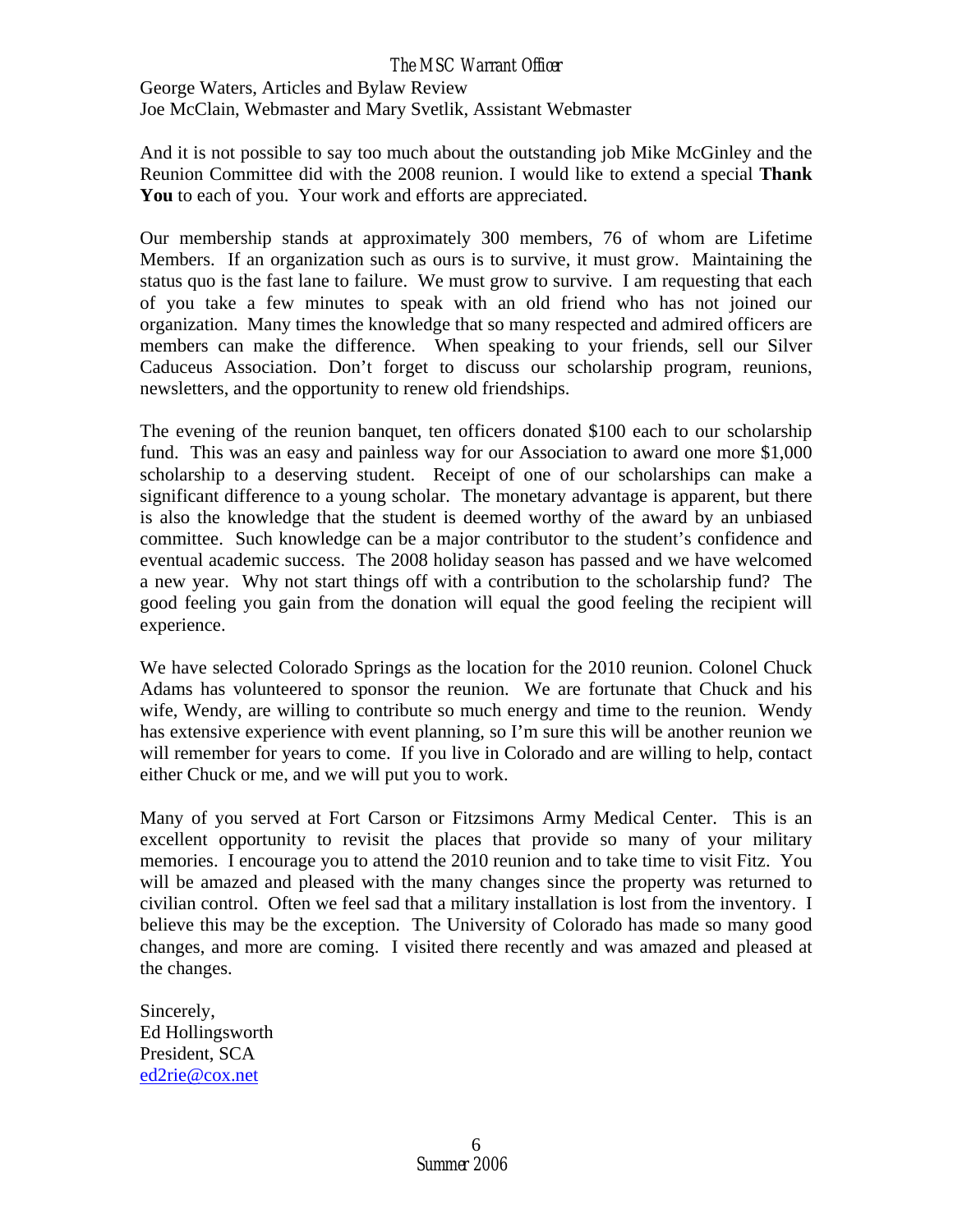George Waters, Articles and Bylaw Review
Joe McClain, Webmaster and Mary Svetlik, Assistant Webmaster

And it is not possible to say too much about the outstanding job Mike McGinley and the Reunion Committee did with the 2008 reunion. I would like to extend a special **Thank You** to each of you. Your work and efforts are appreciated.

Our membership stands at approximately 300 members, 76 of whom are Lifetime Members. If an organization such as ours is to survive, it must grow. Maintaining the status quo is the fast lane to failure. We must grow to survive. I am requesting that each of you take a few minutes to speak with an old friend who has not joined our organization. Many times the knowledge that so many respected and admired officers are members can make the difference. When speaking to your friends, sell our Silver Caduceus Association. Don't forget to discuss our scholarship program, reunions, newsletters, and the opportunity to renew old friendships.

The evening of the reunion banquet, ten officers donated $100 each to our scholarship fund. This was an easy and painless way for our Association to award one more $1,000 scholarship to a deserving student. Receipt of one of our scholarships can make a significant difference to a young scholar. The monetary advantage is apparent, but there is also the knowledge that the student is deemed worthy of the award by an unbiased committee. Such knowledge can be a major contributor to the student's confidence and eventual academic success. The 2008 holiday season has passed and we have welcomed a new year. Why not start things off with a contribution to the scholarship fund? The good feeling you gain from the donation will equal the good feeling the recipient will experience.

We have selected Colorado Springs as the location for the 2010 reunion. Colonel Chuck Adams has volunteered to sponsor the reunion. We are fortunate that Chuck and his wife, Wendy, are willing to contribute so much energy and time to the reunion. Wendy has extensive experience with event planning, so I'm sure this will be another reunion we will remember for years to come. If you live in Colorado and are willing to help, contact either Chuck or me, and we will put you to work.

Many of you served at Fort Carson or Fitzsimons Army Medical Center. This is an excellent opportunity to revisit the places that provide so many of your military memories. I encourage you to attend the 2010 reunion and to take time to visit Fitz. You will be amazed and pleased with the many changes since the property was returned to civilian control. Often we feel sad that a military installation is lost from the inventory. I believe this may be the exception. The University of Colorado has made so many good changes, and more are coming. I visited there recently and was amazed and pleased at the changes.

Sincerely,
Ed Hollingsworth
President, SCA
ed2rie@cox.net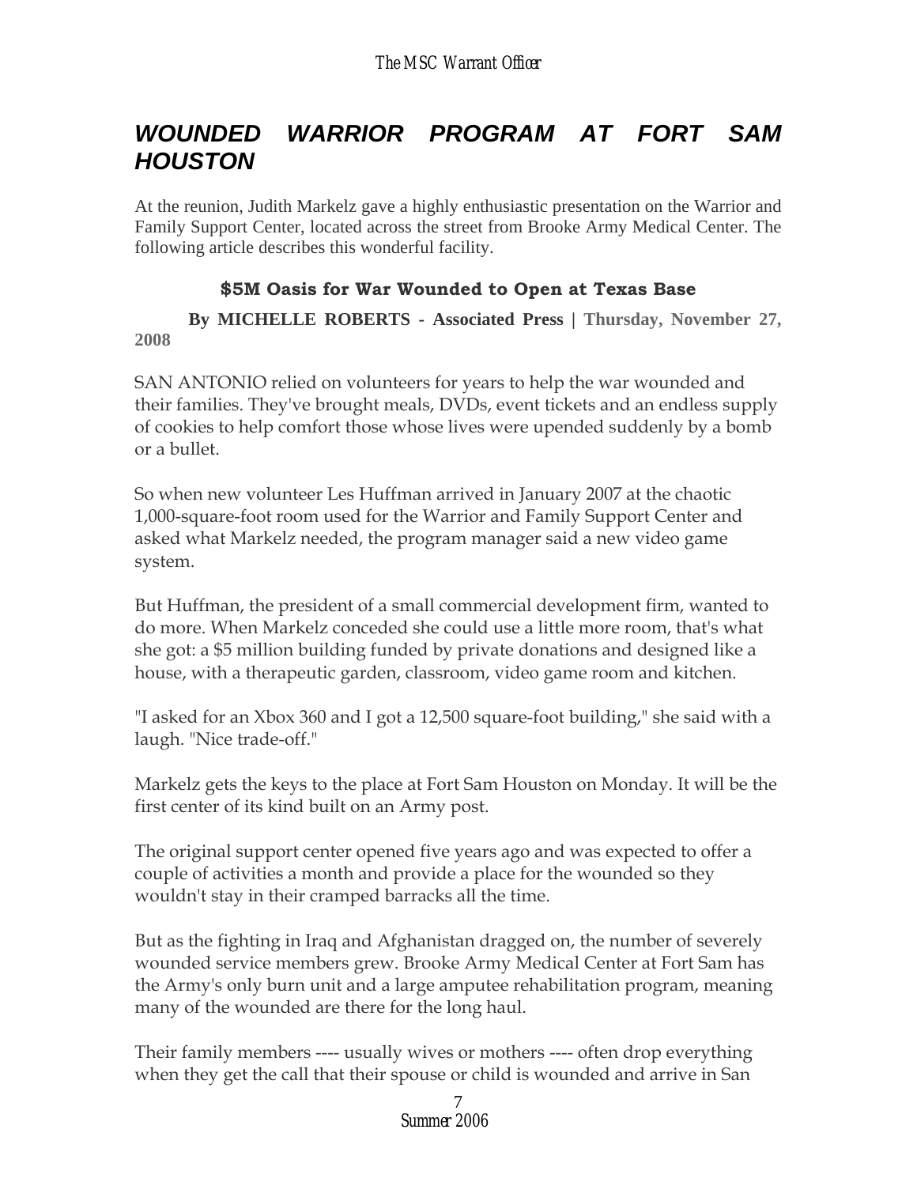# WOUNDED WARRIOR PROGRAM AT FORT SAM HOUSTON

At the reunion, Judith Markelz gave a highly enthusiastic presentation on the Warrior and Family Support Center, located across the street from Brooke Army Medical Center. The following article describes this wonderful facility.

### $5M Oasis for War Wounded to Open at Texas Base

**By MICHELLE ROBERTS - Associated Press | Thursday, November 27, 2008**

SAN ANTONIO relied on volunteers for years to help the war wounded and their families. They've brought meals, DVDs, event tickets and an endless supply of cookies to help comfort those whose lives were upended suddenly by a bomb or a bullet.

So when new volunteer Les Huffman arrived in January 2007 at the chaotic 1,000-square-foot room used for the Warrior and Family Support Center and asked what Markelz needed, the program manager said a new video game system.

But Huffman, the president of a small commercial development firm, wanted to do more. When Markelz conceded she could use a little more room, that's what she got: a $5 million building funded by private donations and designed like a house, with a therapeutic garden, classroom, video game room and kitchen.

"I asked for an Xbox 360 and I got a 12,500 square-foot building," she said with a laugh. "Nice trade-off."

Markelz gets the keys to the place at Fort Sam Houston on Monday. It will be the first center of its kind built on an Army post.

The original support center opened five years ago and was expected to offer a couple of activities a month and provide a place for the wounded so they wouldn't stay in their cramped barracks all the time.

But as the fighting in Iraq and Afghanistan dragged on, the number of severely wounded service members grew. Brooke Army Medical Center at Fort Sam has the Army's only burn unit and a large amputee rehabilitation program, meaning many of the wounded are there for the long haul.

Their family members ---- usually wives or mothers ---- often drop everything when they get the call that their spouse or child is wounded and arrive in San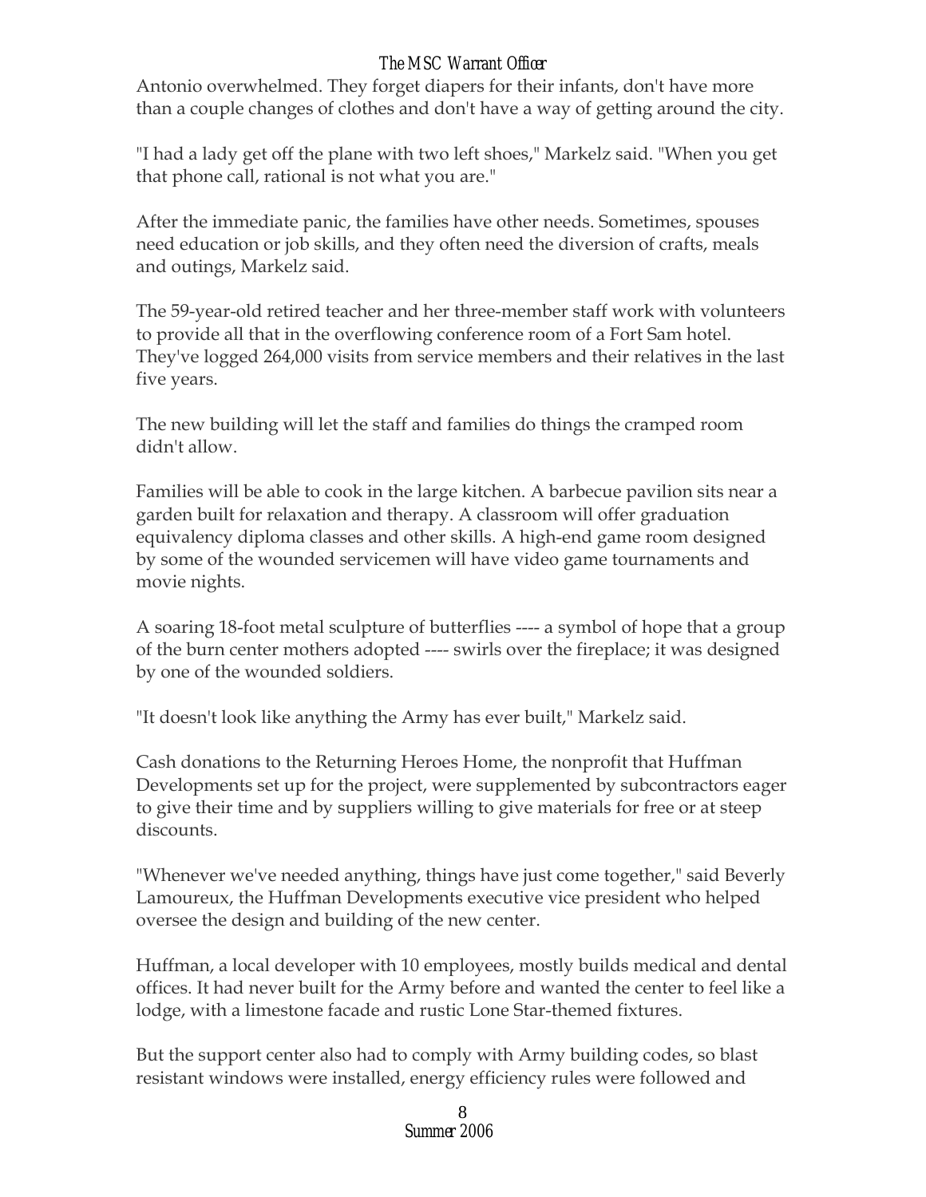Antonio overwhelmed. They forget diapers for their infants, don't have more than a couple changes of clothes and don't have a way of getting around the city.

"I had a lady get off the plane with two left shoes," Markelz said. "When you get that phone call, rational is not what you are."

After the immediate panic, the families have other needs. Sometimes, spouses need education or job skills, and they often need the diversion of crafts, meals and outings, Markelz said.

The 59-year-old retired teacher and her three-member staff work with volunteers to provide all that in the overflowing conference room of a Fort Sam hotel. They've logged 264,000 visits from service members and their relatives in the last five years.

The new building will let the staff and families do things the cramped room didn't allow.

Families will be able to cook in the large kitchen. A barbecue pavilion sits near a garden built for relaxation and therapy. A classroom will offer graduation equivalency diploma classes and other skills. A high-end game room designed by some of the wounded servicemen will have video game tournaments and movie nights.

A soaring 18-foot metal sculpture of butterflies ---- a symbol of hope that a group of the burn center mothers adopted ---- swirls over the fireplace; it was designed by one of the wounded soldiers.

"It doesn't look like anything the Army has ever built," Markelz said.

Cash donations to the Returning Heroes Home, the nonprofit that Huffman Developments set up for the project, were supplemented by subcontractors eager to give their time and by suppliers willing to give materials for free or at steep discounts.

"Whenever we've needed anything, things have just come together," said Beverly Lamoureux, the Huffman Developments executive vice president who helped oversee the design and building of the new center.

Huffman, a local developer with 10 employees, mostly builds medical and dental offices. It had never built for the Army before and wanted the center to feel like a lodge, with a limestone facade and rustic Lone Star-themed fixtures.

But the support center also had to comply with Army building codes, so blast resistant windows were installed, energy efficiency rules were followed and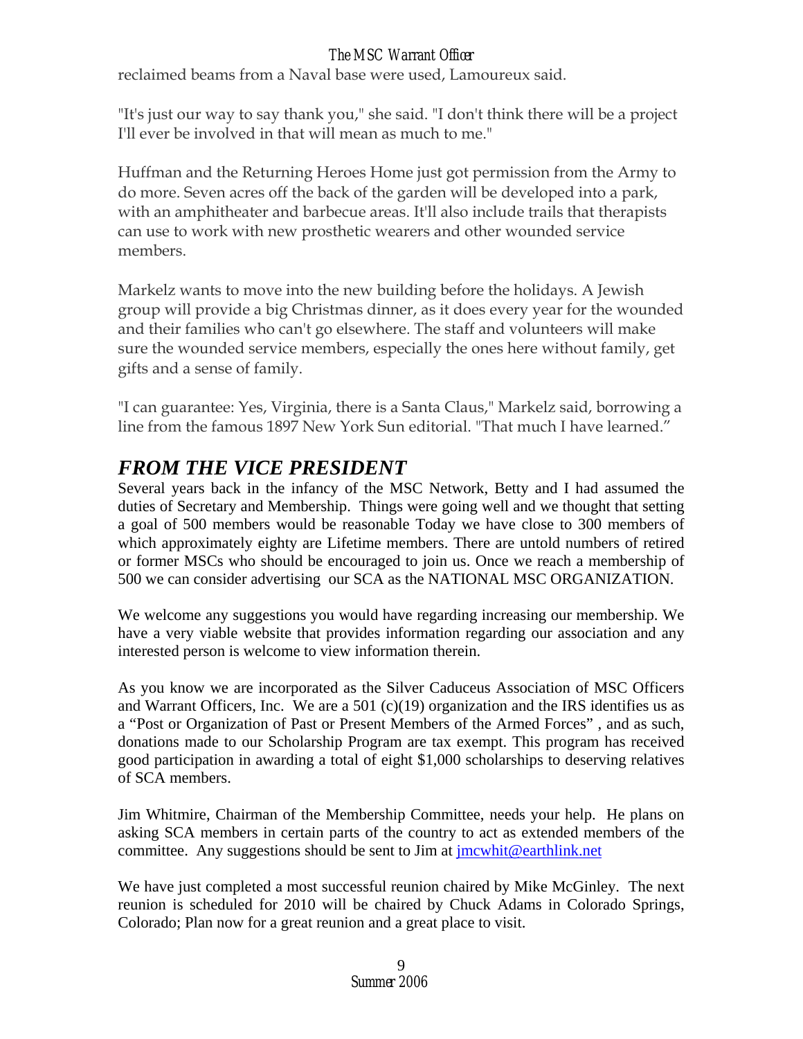reclaimed beams from a Naval base were used, Lamoureux said.

"It's just our way to say thank you," she said. "I don't think there will be a project I'll ever be involved in that will mean as much to me."

Huffman and the Returning Heroes Home just got permission from the Army to do more. Seven acres off the back of the garden will be developed into a park, with an amphitheater and barbecue areas. It'll also include trails that therapists can use to work with new prosthetic wearers and other wounded service members.

Markelz wants to move into the new building before the holidays. A Jewish group will provide a big Christmas dinner, as it does every year for the wounded and their families who can't go elsewhere. The staff and volunteers will make sure the wounded service members, especially the ones here without family, get gifts and a sense of family.

"I can guarantee: Yes, Virginia, there is a Santa Claus," Markelz said, borrowing a line from the famous 1897 New York Sun editorial. "That much I have learned."

## *FROM THE VICE PRESIDENT*

Several years back in the infancy of the MSC Network, Betty and I had assumed the duties of Secretary and Membership. Things were going well and we thought that setting a goal of 500 members would be reasonable Today we have close to 300 members of which approximately eighty are Lifetime members. There are untold numbers of retired or former MSCs who should be encouraged to join us. Once we reach a membership of 500 we can consider advertising our SCA as the NATIONAL MSC ORGANIZATION.

We welcome any suggestions you would have regarding increasing our membership. We have a very viable website that provides information regarding our association and any interested person is welcome to view information therein.

As you know we are incorporated as the Silver Caduceus Association of MSC Officers and Warrant Officers, Inc. We are a 501 (c)(19) organization and the IRS identifies us as a "Post or Organization of Past or Present Members of the Armed Forces" , and as such, donations made to our Scholarship Program are tax exempt. This program has received good participation in awarding a total of eight $1,000 scholarships to deserving relatives of SCA members.

Jim Whitmire, Chairman of the Membership Committee, needs your help. He plans on asking SCA members in certain parts of the country to act as extended members of the committee. Any suggestions should be sent to Jim at jmcwhit@earthlink.net

We have just completed a most successful reunion chaired by Mike McGinley. The next reunion is scheduled for 2010 will be chaired by Chuck Adams in Colorado Springs, Colorado; Plan now for a great reunion and a great place to visit.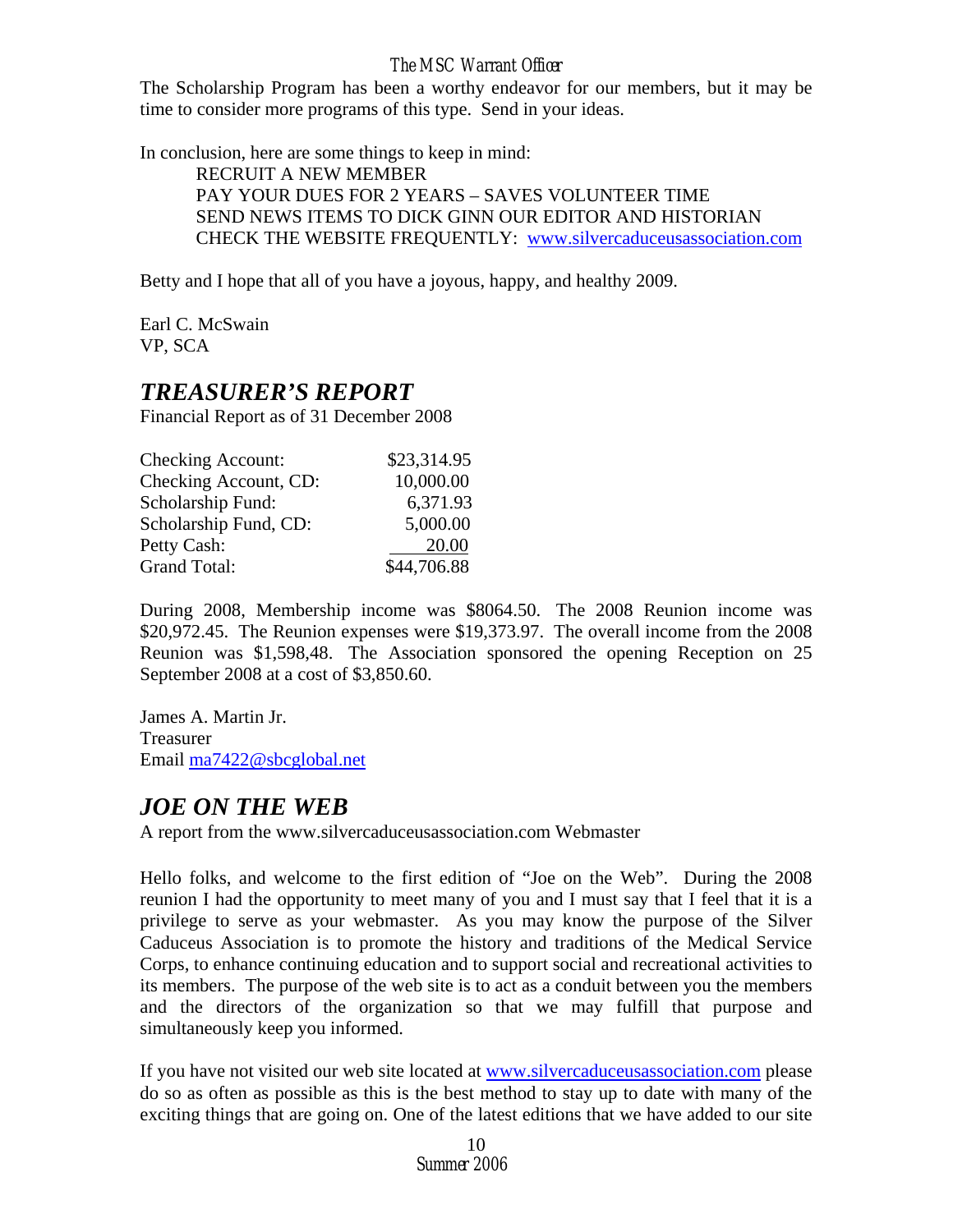The Scholarship Program has been a worthy endeavor for our members, but it may be time to consider more programs of this type. Send in your ideas.

In conclusion, here are some things to keep in mind:

RECRUIT A NEW MEMBER
PAY YOUR DUES FOR 2 YEARS – SAVES VOLUNTEER TIME
SEND NEWS ITEMS TO DICK GINN OUR EDITOR AND HISTORIAN
CHECK THE WEBSITE FREQUENTLY: www.silvercaduceusassociation.com

Betty and I hope that all of you have a joyous, happy, and healthy 2009.

Earl C. McSwain
VP, SCA

## *TREASURER'S REPORT*

Financial Report as of 31 December 2008

| | |
|---|---|
| Checking Account: | $23,314.95 |
| Checking Account, CD: | 10,000.00 |
| Scholarship Fund: | 6,371.93 |
| Scholarship Fund, CD: | 5,000.00 |
| Petty Cash: | 20.00 |
| Grand Total: | $44,706.88 |

During 2008, Membership income was $8064.50. The 2008 Reunion income was $20,972.45. The Reunion expenses were $19,373.97. The overall income from the 2008 Reunion was $1,598,48. The Association sponsored the opening Reception on 25 September 2008 at a cost of $3,850.60.

James A. Martin Jr.
Treasurer
Email ma7422@sbcglobal.net

## *JOE ON THE WEB*

A report from the www.silvercaduceusassociation.com Webmaster

Hello folks, and welcome to the first edition of "Joe on the Web". During the 2008 reunion I had the opportunity to meet many of you and I must say that I feel that it is a privilege to serve as your webmaster. As you may know the purpose of the Silver Caduceus Association is to promote the history and traditions of the Medical Service Corps, to enhance continuing education and to support social and recreational activities to its members. The purpose of the web site is to act as a conduit between you the members and the directors of the organization so that we may fulfill that purpose and simultaneously keep you informed.

If you have not visited our web site located at www.silvercaduceusassociation.com please do so as often as possible as this is the best method to stay up to date with many of the exciting things that are going on. One of the latest editions that we have added to our site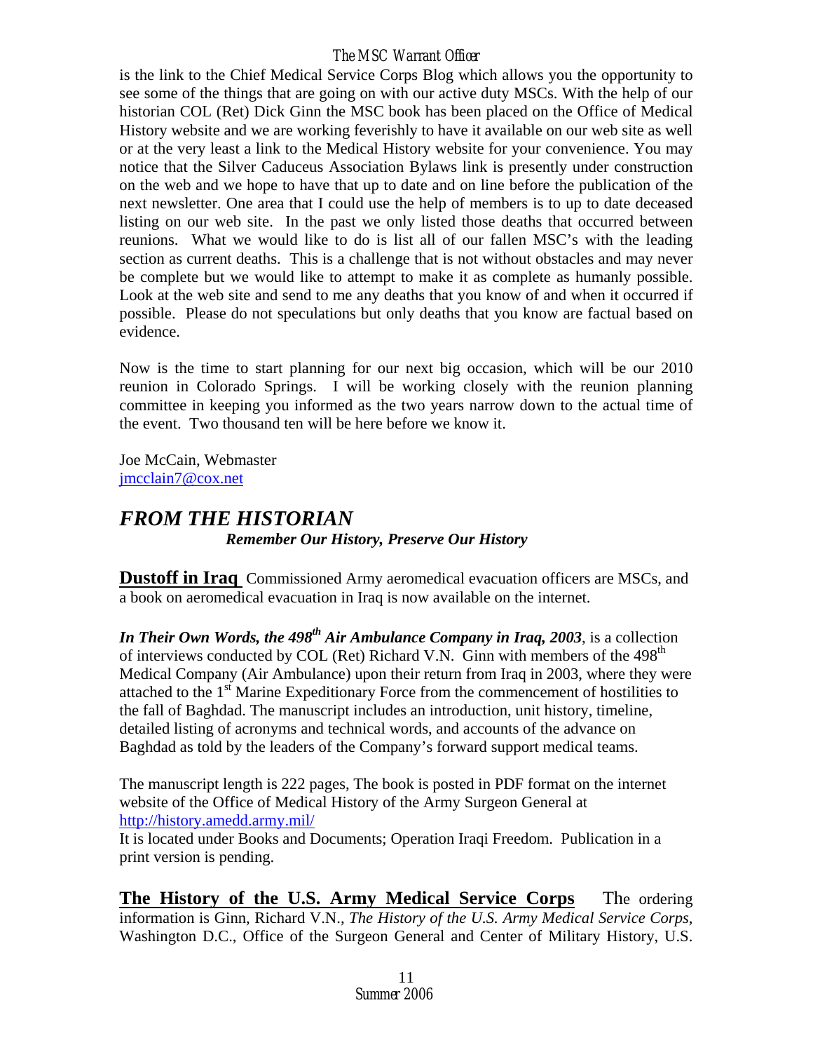is the link to the Chief Medical Service Corps Blog which allows you the opportunity to see some of the things that are going on with our active duty MSCs. With the help of our historian COL (Ret) Dick Ginn the MSC book has been placed on the Office of Medical History website and we are working feverishly to have it available on our web site as well or at the very least a link to the Medical History website for your convenience. You may notice that the Silver Caduceus Association Bylaws link is presently under construction on the web and we hope to have that up to date and on line before the publication of the next newsletter. One area that I could use the help of members is to up to date deceased listing on our web site. In the past we only listed those deaths that occurred between reunions. What we would like to do is list all of our fallen MSC's with the leading section as current deaths. This is a challenge that is not without obstacles and may never be complete but we would like to attempt to make it as complete as humanly possible. Look at the web site and send to me any deaths that you know of and when it occurred if possible. Please do not speculations but only deaths that you know are factual based on evidence.

Now is the time to start planning for our next big occasion, which will be our 2010 reunion in Colorado Springs. I will be working closely with the reunion planning committee in keeping you informed as the two years narrow down to the actual time of the event. Two thousand ten will be here before we know it.

Joe McCain, Webmaster
jmcclain7@cox.net

## *FROM THE HISTORIAN*

***Remember Our History, Preserve Our History***

**Dustoff in Iraq** Commissioned Army aeromedical evacuation officers are MSCs, and a book on aeromedical evacuation in Iraq is now available on the internet.

***In Their Own Words, the 498th Air Ambulance Company in Iraq, 2003***, is a collection of interviews conducted by COL (Ret) Richard V.N. Ginn with members of the 498th Medical Company (Air Ambulance) upon their return from Iraq in 2003, where they were attached to the 1st Marine Expeditionary Force from the commencement of hostilities to the fall of Baghdad. The manuscript includes an introduction, unit history, timeline, detailed listing of acronyms and technical words, and accounts of the advance on Baghdad as told by the leaders of the Company's forward support medical teams.

The manuscript length is 222 pages, The book is posted in PDF format on the internet website of the Office of Medical History of the Army Surgeon General at http://history.amedd.army.mil/
It is located under Books and Documents; Operation Iraqi Freedom. Publication in a print version is pending.

**The History of the U.S. Army Medical Service Corps** The ordering information is Ginn, Richard V.N., *The History of the U.S. Army Medical Service Corps*, Washington D.C., Office of the Surgeon General and Center of Military History, U.S.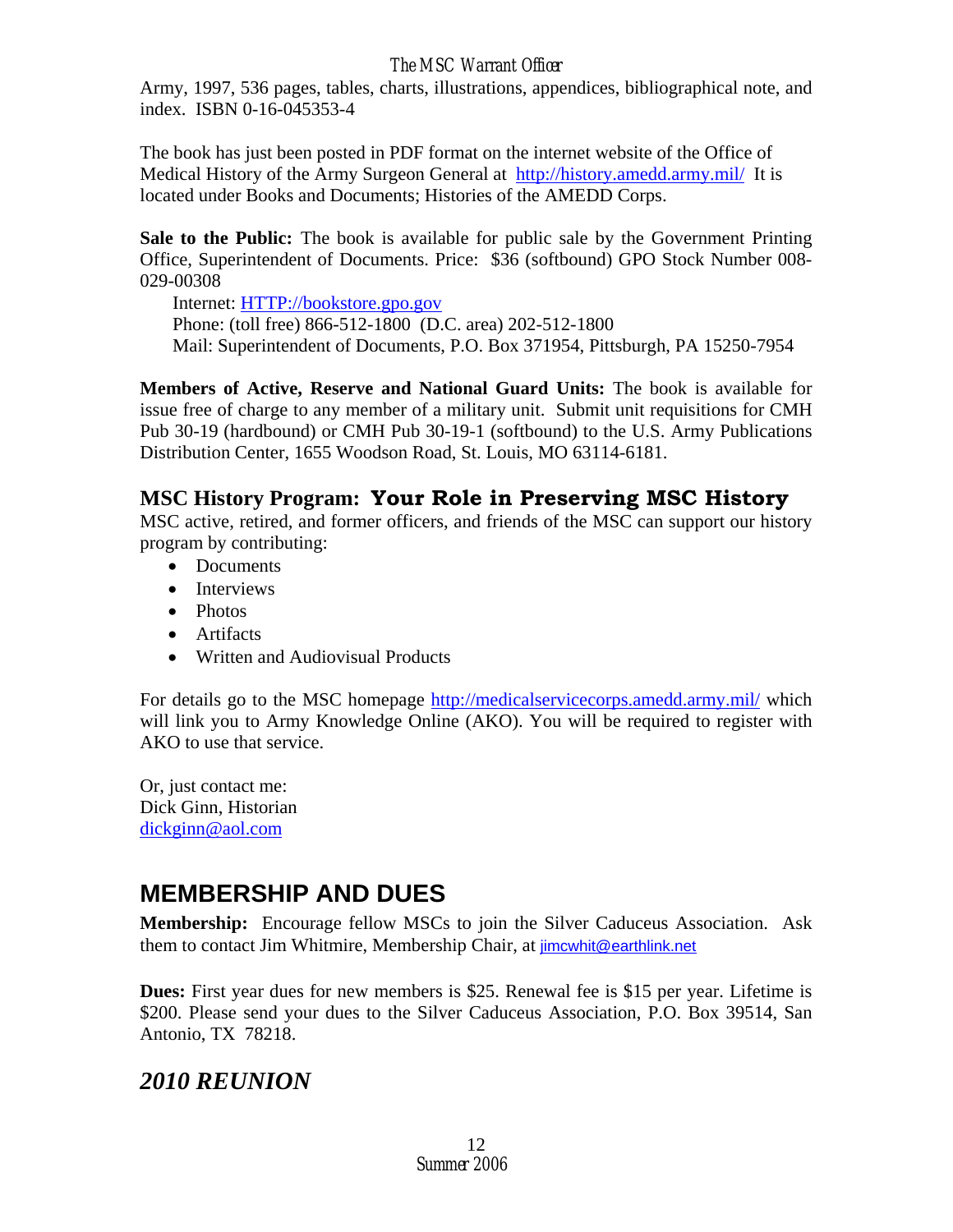Army, 1997, 536 pages, tables, charts, illustrations, appendices, bibliographical note, and index. ISBN 0-16-045353-4

The book has just been posted in PDF format on the internet website of the Office of Medical History of the Army Surgeon General at http://history.amedd.army.mil/ It is located under Books and Documents; Histories of the AMEDD Corps.

**Sale to the Public:** The book is available for public sale by the Government Printing Office, Superintendent of Documents. Price: $36 (softbound) GPO Stock Number 008-029-00308

Internet: HTTP://bookstore.gpo.gov
Phone: (toll free) 866-512-1800 (D.C. area) 202-512-1800
Mail: Superintendent of Documents, P.O. Box 371954, Pittsburgh, PA 15250-7954

**Members of Active, Reserve and National Guard Units:** The book is available for issue free of charge to any member of a military unit. Submit unit requisitions for CMH Pub 30-19 (hardbound) or CMH Pub 30-19-1 (softbound) to the U.S. Army Publications Distribution Center, 1655 Woodson Road, St. Louis, MO 63114-6181.

### MSC History Program: Your Role in Preserving MSC History

MSC active, retired, and former officers, and friends of the MSC can support our history program by contributing:

- Documents
- Interviews
- Photos
- Artifacts
- Written and Audiovisual Products

For details go to the MSC homepage http://medicalservicecorps.amedd.army.mil/ which will link you to Army Knowledge Online (AKO). You will be required to register with AKO to use that service.

Or, just contact me:
Dick Ginn, Historian
dickginn@aol.com

## MEMBERSHIP AND DUES

**Membership:** Encourage fellow MSCs to join the Silver Caduceus Association. Ask them to contact Jim Whitmire, Membership Chair, at jimcwhit@earthlink.net

**Dues:** First year dues for new members is $25. Renewal fee is $15 per year. Lifetime is $200. Please send your dues to the Silver Caduceus Association, P.O. Box 39514, San Antonio, TX 78218.

## *2010 REUNION*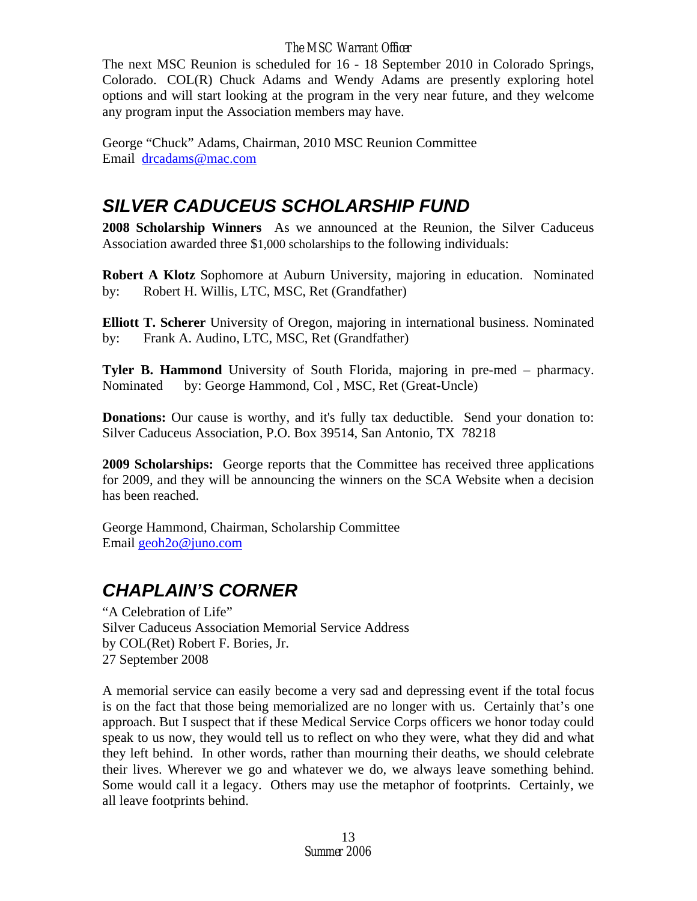The next MSC Reunion is scheduled for 16 - 18 September 2010 in Colorado Springs, Colorado. COL(R) Chuck Adams and Wendy Adams are presently exploring hotel options and will start looking at the program in the very near future, and they welcome any program input the Association members may have.

George "Chuck" Adams, Chairman, 2010 MSC Reunion Committee
Email drcadams@mac.com

## *SILVER CADUCEUS SCHOLARSHIP FUND*

**2008 Scholarship Winners** As we announced at the Reunion, the Silver Caduceus Association awarded three $1,000 scholarships to the following individuals:

**Robert A Klotz** Sophomore at Auburn University, majoring in education. Nominated by: Robert H. Willis, LTC, MSC, Ret (Grandfather)

**Elliott T. Scherer** University of Oregon, majoring in international business. Nominated by: Frank A. Audino, LTC, MSC, Ret (Grandfather)

**Tyler B. Hammond** University of South Florida, majoring in pre-med – pharmacy. Nominated by: George Hammond, Col , MSC, Ret (Great-Uncle)

**Donations:** Our cause is worthy, and it's fully tax deductible. Send your donation to: Silver Caduceus Association, P.O. Box 39514, San Antonio, TX 78218

**2009 Scholarships:** George reports that the Committee has received three applications for 2009, and they will be announcing the winners on the SCA Website when a decision has been reached.

George Hammond, Chairman, Scholarship Committee
Email geoh2o@juno.com

## *CHAPLAIN'S CORNER*

"A Celebration of Life"
Silver Caduceus Association Memorial Service Address
by COL(Ret) Robert F. Bories, Jr.
27 September 2008

A memorial service can easily become a very sad and depressing event if the total focus is on the fact that those being memorialized are no longer with us. Certainly that's one approach. But I suspect that if these Medical Service Corps officers we honor today could speak to us now, they would tell us to reflect on who they were, what they did and what they left behind. In other words, rather than mourning their deaths, we should celebrate their lives. Wherever we go and whatever we do, we always leave something behind. Some would call it a legacy. Others may use the metaphor of footprints. Certainly, we all leave footprints behind.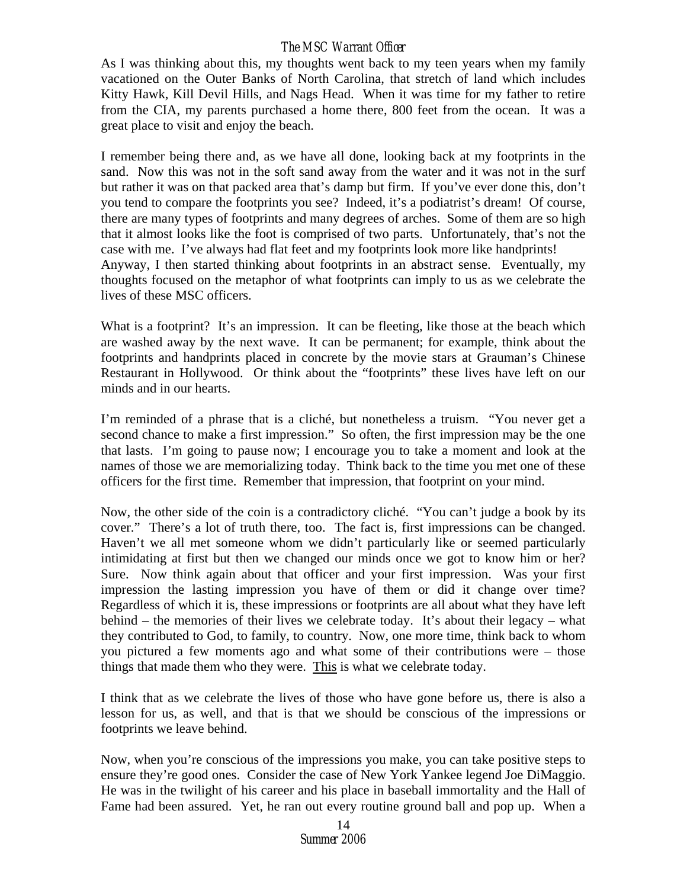As I was thinking about this, my thoughts went back to my teen years when my family vacationed on the Outer Banks of North Carolina, that stretch of land which includes Kitty Hawk, Kill Devil Hills, and Nags Head. When it was time for my father to retire from the CIA, my parents purchased a home there, 800 feet from the ocean. It was a great place to visit and enjoy the beach.

I remember being there and, as we have all done, looking back at my footprints in the sand. Now this was not in the soft sand away from the water and it was not in the surf but rather it was on that packed area that's damp but firm. If you've ever done this, don't you tend to compare the footprints you see? Indeed, it's a podiatrist's dream! Of course, there are many types of footprints and many degrees of arches. Some of them are so high that it almost looks like the foot is comprised of two parts. Unfortunately, that's not the case with me. I've always had flat feet and my footprints look more like handprints!
Anyway, I then started thinking about footprints in an abstract sense. Eventually, my thoughts focused on the metaphor of what footprints can imply to us as we celebrate the lives of these MSC officers.

What is a footprint? It's an impression. It can be fleeting, like those at the beach which are washed away by the next wave. It can be permanent; for example, think about the footprints and handprints placed in concrete by the movie stars at Grauman's Chinese Restaurant in Hollywood. Or think about the "footprints" these lives have left on our minds and in our hearts.

I'm reminded of a phrase that is a cliché, but nonetheless a truism. "You never get a second chance to make a first impression." So often, the first impression may be the one that lasts. I'm going to pause now; I encourage you to take a moment and look at the names of those we are memorializing today. Think back to the time you met one of these officers for the first time. Remember that impression, that footprint on your mind.

Now, the other side of the coin is a contradictory cliché. "You can't judge a book by its cover." There's a lot of truth there, too. The fact is, first impressions can be changed. Haven't we all met someone whom we didn't particularly like or seemed particularly intimidating at first but then we changed our minds once we got to know him or her? Sure. Now think again about that officer and your first impression. Was your first impression the lasting impression you have of them or did it change over time? Regardless of which it is, these impressions or footprints are all about what they have left behind – the memories of their lives we celebrate today. It's about their legacy – what they contributed to God, to family, to country. Now, one more time, think back to whom you pictured a few moments ago and what some of their contributions were – those things that made them who they were. <u>This</u> is what we celebrate today.

I think that as we celebrate the lives of those who have gone before us, there is also a lesson for us, as well, and that is that we should be conscious of the impressions or footprints we leave behind.

Now, when you're conscious of the impressions you make, you can take positive steps to ensure they're good ones. Consider the case of New York Yankee legend Joe DiMaggio. He was in the twilight of his career and his place in baseball immortality and the Hall of Fame had been assured. Yet, he ran out every routine ground ball and pop up. When a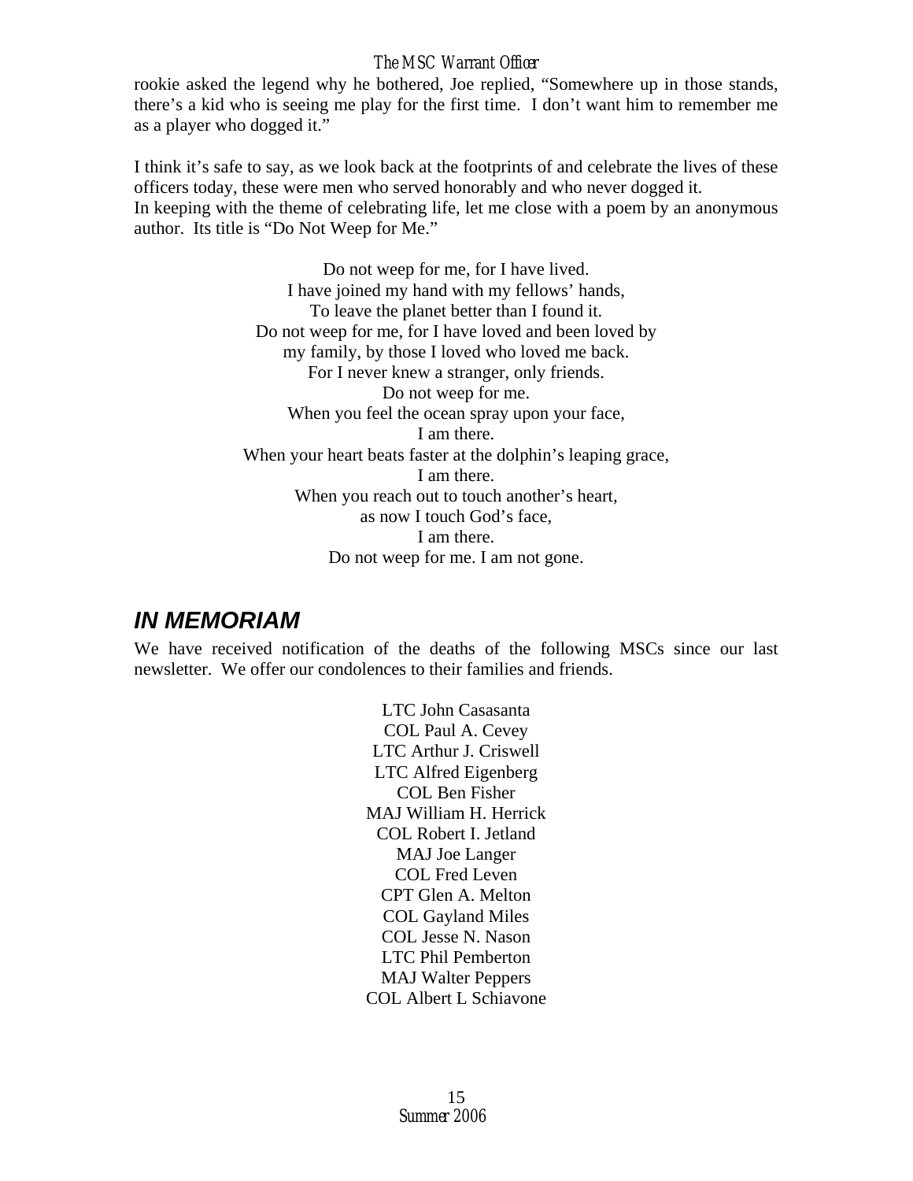rookie asked the legend why he bothered, Joe replied, "Somewhere up in those stands, there's a kid who is seeing me play for the first time. I don't want him to remember me as a player who dogged it."

I think it's safe to say, as we look back at the footprints of and celebrate the lives of these officers today, these were men who served honorably and who never dogged it.
In keeping with the theme of celebrating life, let me close with a poem by an anonymous author. Its title is "Do Not Weep for Me."

Do not weep for me, for I have lived.
I have joined my hand with my fellows' hands,
To leave the planet better than I found it.
Do not weep for me, for I have loved and been loved by
my family, by those I loved who loved me back.
For I never knew a stranger, only friends.
Do not weep for me.
When you feel the ocean spray upon your face,
I am there.
When your heart beats faster at the dolphin's leaping grace,
I am there.
When you reach out to touch another's heart,
as now I touch God's face,
I am there.
Do not weep for me. I am not gone.

## *IN MEMORIAM*

We have received notification of the deaths of the following MSCs since our last newsletter. We offer our condolences to their families and friends.

LTC John Casasanta
COL Paul A. Cevey
LTC Arthur J. Criswell
LTC Alfred Eigenberg
COL Ben Fisher
MAJ William H. Herrick
COL Robert I. Jetland
MAJ Joe Langer
COL Fred Leven
CPT Glen A. Melton
COL Gayland Miles
COL Jesse N. Nason
LTC Phil Pemberton
MAJ Walter Peppers
COL Albert L Schiavone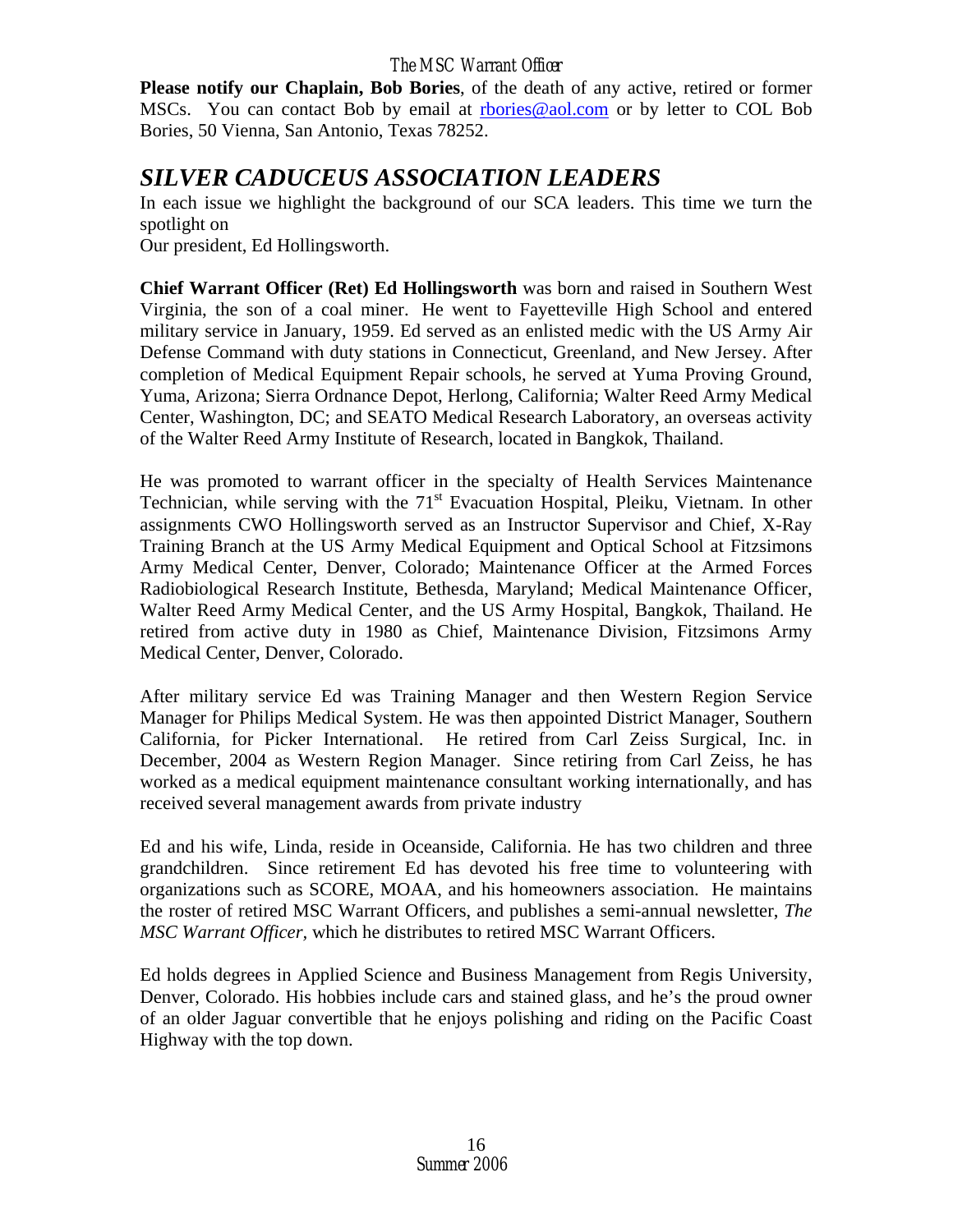**Please notify our Chaplain, Bob Bories**, of the death of any active, retired or former MSCs. You can contact Bob by email at rbories@aol.com or by letter to COL Bob Bories, 50 Vienna, San Antonio, Texas 78252.

## *SILVER CADUCEUS ASSOCIATION LEADERS*

In each issue we highlight the background of our SCA leaders. This time we turn the spotlight on
Our president, Ed Hollingsworth.

**Chief Warrant Officer (Ret) Ed Hollingsworth** was born and raised in Southern West Virginia, the son of a coal miner. He went to Fayetteville High School and entered military service in January, 1959. Ed served as an enlisted medic with the US Army Air Defense Command with duty stations in Connecticut, Greenland, and New Jersey. After completion of Medical Equipment Repair schools, he served at Yuma Proving Ground, Yuma, Arizona; Sierra Ordnance Depot, Herlong, California; Walter Reed Army Medical Center, Washington, DC; and SEATO Medical Research Laboratory, an overseas activity of the Walter Reed Army Institute of Research, located in Bangkok, Thailand.

He was promoted to warrant officer in the specialty of Health Services Maintenance Technician, while serving with the 71st Evacuation Hospital, Pleiku, Vietnam. In other assignments CWO Hollingsworth served as an Instructor Supervisor and Chief, X-Ray Training Branch at the US Army Medical Equipment and Optical School at Fitzsimons Army Medical Center, Denver, Colorado; Maintenance Officer at the Armed Forces Radiobiological Research Institute, Bethesda, Maryland; Medical Maintenance Officer, Walter Reed Army Medical Center, and the US Army Hospital, Bangkok, Thailand. He retired from active duty in 1980 as Chief, Maintenance Division, Fitzsimons Army Medical Center, Denver, Colorado.

After military service Ed was Training Manager and then Western Region Service Manager for Philips Medical System. He was then appointed District Manager, Southern California, for Picker International. He retired from Carl Zeiss Surgical, Inc. in December, 2004 as Western Region Manager. Since retiring from Carl Zeiss, he has worked as a medical equipment maintenance consultant working internationally, and has received several management awards from private industry

Ed and his wife, Linda, reside in Oceanside, California. He has two children and three grandchildren. Since retirement Ed has devoted his free time to volunteering with organizations such as SCORE, MOAA, and his homeowners association. He maintains the roster of retired MSC Warrant Officers, and publishes a semi-annual newsletter, *The MSC Warrant Officer,* which he distributes to retired MSC Warrant Officers.

Ed holds degrees in Applied Science and Business Management from Regis University, Denver, Colorado. His hobbies include cars and stained glass, and he's the proud owner of an older Jaguar convertible that he enjoys polishing and riding on the Pacific Coast Highway with the top down.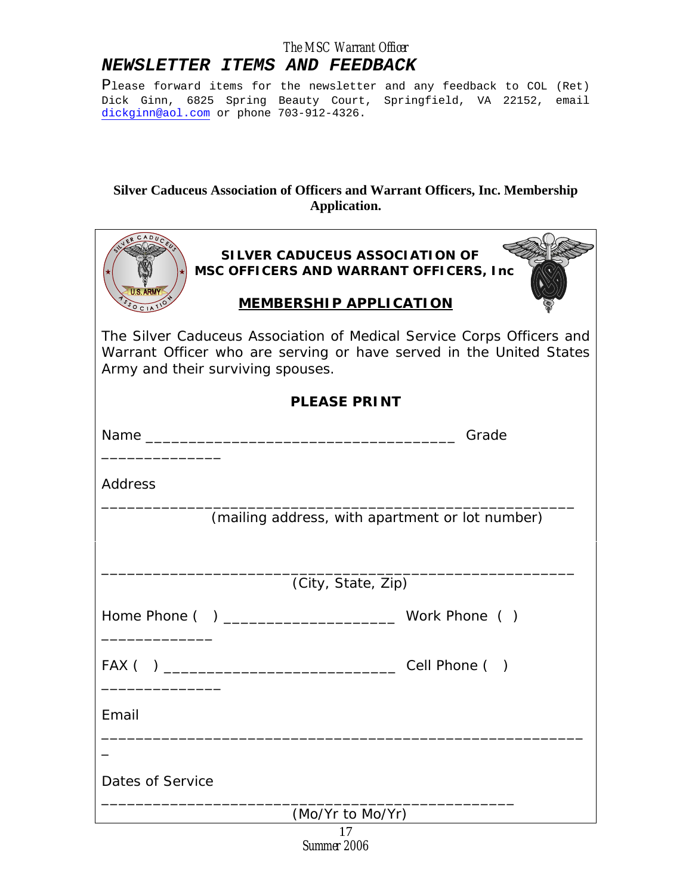## NEWSLETTER ITEMS AND FEEDBACK

Please forward items for the newsletter and any feedback to COL (Ret) Dick Ginn, 6825 Spring Beauty Court, Springfield, VA 22152, email dickginn@aol.com or phone 703-912-4326.

**Silver Caduceus Association of Officers and Warrant Officers, Inc. Membership Application.**

**SILVER CADUCEUS ASSOCIATION OF MSC OFFICERS AND WARRANT OFFICERS, Inc**

**MEMBERSHIP APPLICATION**

The Silver Caduceus Association of Medical Service Corps Officers and Warrant Officer who are serving or have served in the United States Army and their surviving spouses.

**PLEASE PRINT**

Name ___________________________________ Grade ______________

Address _______________________________________________________
(mailing address, with apartment or lot number)

_______________________________________________________
(City, State, Zip)

Home Phone (   ) ____________________ Work Phone (  ) ______________

FAX (   ) ___________________________ Cell Phone (   ) ______________

Email _________________________________________________________

Dates of Service _______________________________________________
(Mo/Yr to Mo/Yr)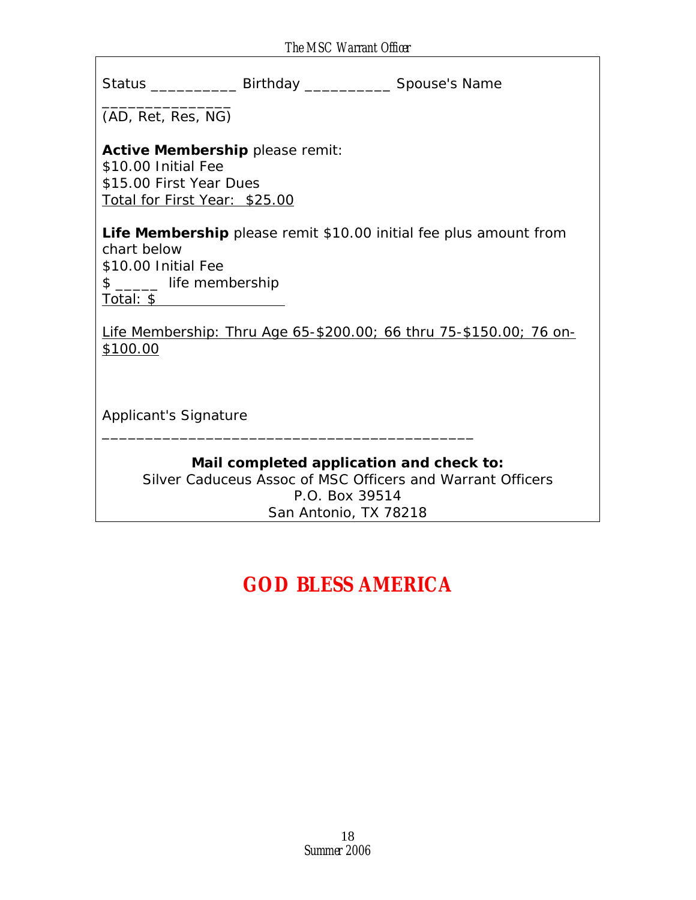Status __________ Birthday __________ Spouse's Name _______________
(AD, Ret, Res, NG)

**Active Membership** please remit:
$10.00 Initial Fee
$15.00 First Year Dues
Total for First Year: $25.00

**Life Membership** please remit $10.00 initial fee plus amount from chart below
$10.00 Initial Fee
$ _____ life membership
Total: $ _______________

Life Membership: Thru Age 65-$200.00; 66 thru 75-$150.00; 76 on-$100.00

Applicant's Signature
___________________________________________

**Mail completed application and check to:**
Silver Caduceus Assoc of MSC Officers and Warrant Officers
P.O. Box 39514
San Antonio, TX 78218

# GOD BLESS AMERICA